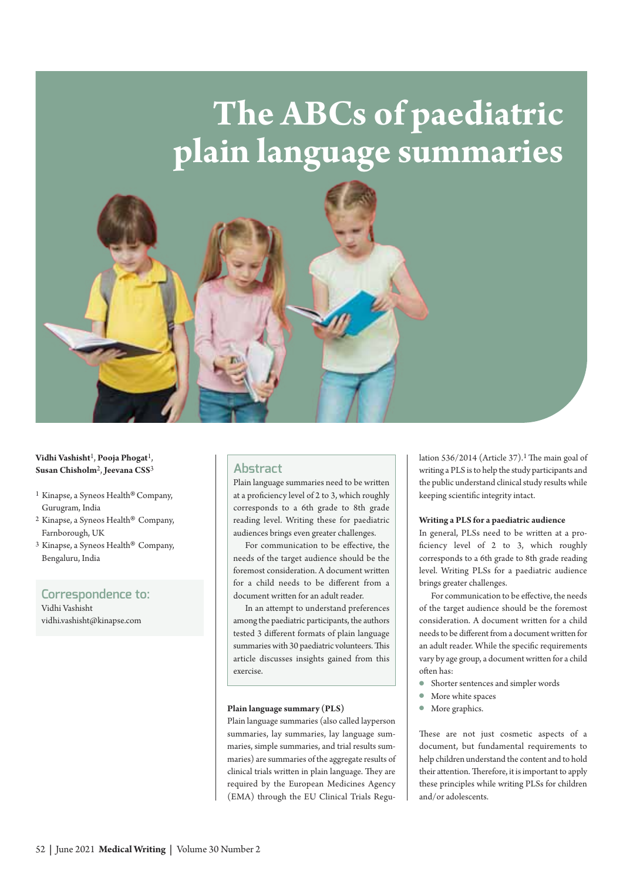# The ABCs of paediatric plain language summaries

**Vidhi Vashisht**[1], **Pooja Phogat**[1], **Susan Chisholm**[2], **Jeevana CSS**[3]

[1] Kinapse, a Syneos Health® Company, Gurugram, India
[2] Kinapse, a Syneos Health® Company, Farnborough, UK
[3] Kinapse, a Syneos Health® Company, Bengaluru, India

## Correspondence to:

Vidhi Vashisht
vidhi.vashisht@kinapse.com

## Abstract

Plain language summaries need to be written at a proficiency level of 2 to 3, which roughly corresponds to a 6th grade to 8th grade reading level. Writing these for paediatric audiences brings even greater challenges.

For communication to be effective, the needs of the target audience should be the foremost consideration. A document written for a child needs to be different from a document written for an adult reader.

In an attempt to understand preferences among the paediatric participants, the authors tested 3 different formats of plain language summaries with 30 paediatric volunteers. This article discusses insights gained from this exercise.

### Plain language summary (PLS)

Plain language summaries (also called layperson summaries, lay summaries, lay language summaries, simple summaries, and trial results summaries) are summaries of the aggregate results of clinical trials written in plain language. They are required by the European Medicines Agency (EMA) through the EU Clinical Trials Regulation 536/2014 (Article 37).[1] The main goal of writing a PLS is to help the study participants and the public understand clinical study results while keeping scientific integrity intact.

### Writing a PLS for a paediatric audience

In general, PLSs need to be written at a proficiency level of 2 to 3, which roughly corresponds to a 6th grade to 8th grade reading level. Writing PLSs for a paediatric audience brings greater challenges.

For communication to be effective, the needs of the target audience should be the foremost consideration. A document written for a child needs to be different from a document written for an adult reader. While the specific requirements vary by age group, a document written for a child often has:

- Shorter sentences and simpler words
- More white spaces
- More graphics.

These are not just cosmetic aspects of a document, but fundamental requirements to help children understand the content and to hold their attention. Therefore, it is important to apply these principles while writing PLSs for children and/or adolescents.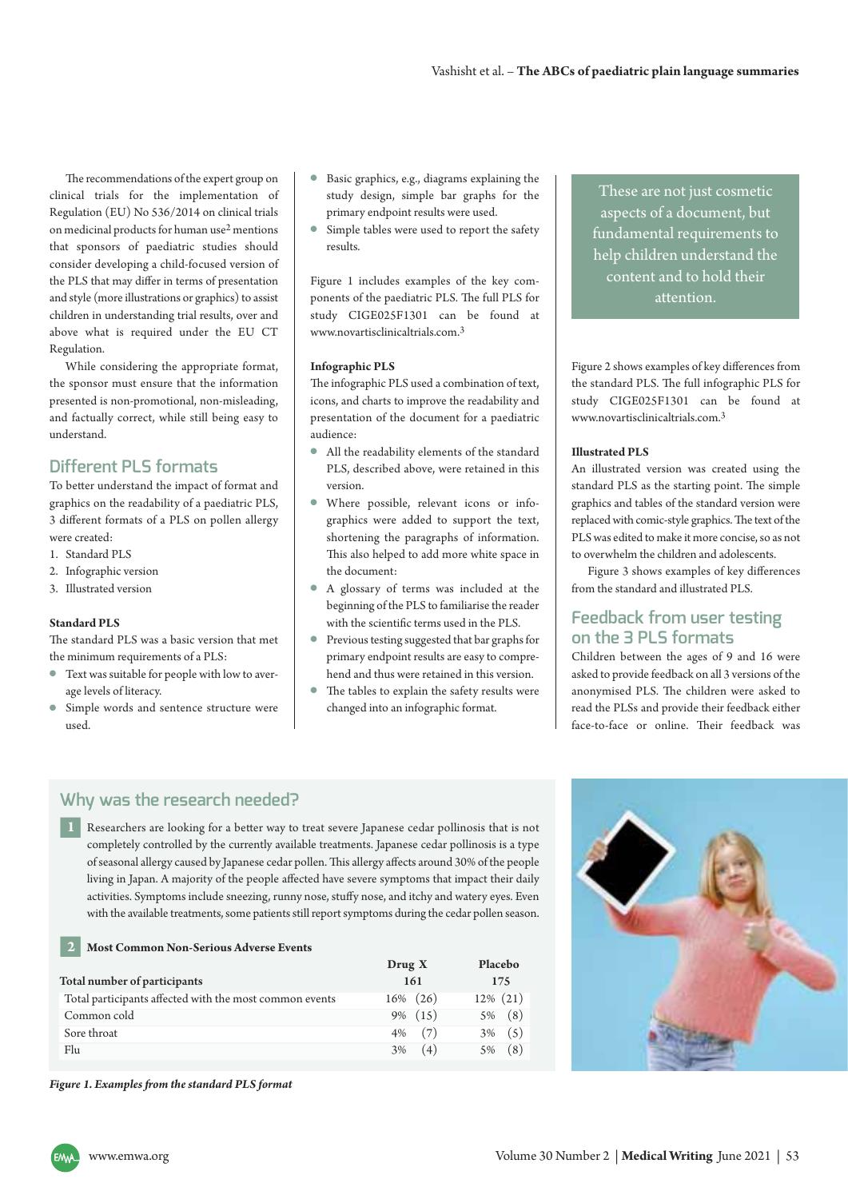The recommendations of the expert group on clinical trials for the implementation of Regulation (EU) No 536/2014 on clinical trials on medicinal products for human use[2] mentions that sponsors of paediatric studies should consider developing a child-focused version of the PLS that may differ in terms of presentation and style (more illustrations or graphics) to assist children in understanding trial results, over and above what is required under the EU CT Regulation.

While considering the appropriate format, the sponsor must ensure that the information presented is non-promotional, non-misleading, and factually correct, while still being easy to understand.

## Different PLS formats

To better understand the impact of format and graphics on the readability of a paediatric PLS, 3 different formats of a PLS on pollen allergy were created:

1. Standard PLS
2. Infographic version
3. Illustrated version

### Standard PLS

The standard PLS was a basic version that met the minimum requirements of a PLS:

- Text was suitable for people with low to average levels of literacy.
- Simple words and sentence structure were used.
- Basic graphics, e.g., diagrams explaining the study design, simple bar graphs for the primary endpoint results were used.
- Simple tables were used to report the safety results.

Figure 1 includes examples of the key components of the paediatric PLS. The full PLS for study CIGE025F1301 can be found at www.novartisclinicaltrials.com.[3]

### Infographic PLS

The infographic PLS used a combination of text, icons, and charts to improve the readability and presentation of the document for a paediatric audience:

- All the readability elements of the standard PLS, described above, were retained in this version.
- Where possible, relevant icons or infographics were added to support the text, shortening the paragraphs of information. This also helped to add more white space in the document:
- A glossary of terms was included at the beginning of the PLS to familiarise the reader with the scientific terms used in the PLS.
- Previous testing suggested that bar graphs for primary endpoint results are easy to comprehend and thus were retained in this version.
- The tables to explain the safety results were changed into an infographic format.

> These are not just cosmetic aspects of a document, but fundamental requirements to help children understand the content and to hold their attention.

Figure 2 shows examples of key differences from the standard PLS. The full infographic PLS for study CIGE025F1301 can be found at www.novartisclinicaltrials.com.[3]

### Illustrated PLS

An illustrated version was created using the standard PLS as the starting point. The simple graphics and tables of the standard version were replaced with comic-style graphics. The text of the PLS was edited to make it more concise, so as not to overwhelm the children and adolescents.

Figure 3 shows examples of key differences from the standard and illustrated PLS.

## Feedback from user testing on the 3 PLS formats

Children between the ages of 9 and 16 were asked to provide feedback on all 3 versions of the anonymised PLS. The children were asked to read the PLSs and provide their feedback either face-to-face or online. Their feedback was

### Why was the research needed?

**1** Researchers are looking for a better way to treat severe Japanese cedar pollinosis that is not completely controlled by the currently available treatments. Japanese cedar pollinosis is a type of seasonal allergy caused by Japanese cedar pollen. This allergy affects around 30% of the people living in Japan. A majority of the people affected have severe symptoms that impact their daily activities. Symptoms include sneezing, runny nose, stuffy nose, and itchy and watery eyes. Even with the available treatments, some patients still report symptoms during the cedar pollen season.

**2 Most Common Non-Serious Adverse Events**

| | Drug X | Placebo |
|---|---|---|
| **Total number of participants** | **161** | **175** |
| Total participants affected with the most common events | 16% (26) | 12% (21) |
| Common cold | 9% (15) | 5% (8) |
| Sore throat | 4% (7) | 3% (5) |
| Flu | 3% (4) | 5% (8) |

*Figure 1. Examples from the standard PLS format*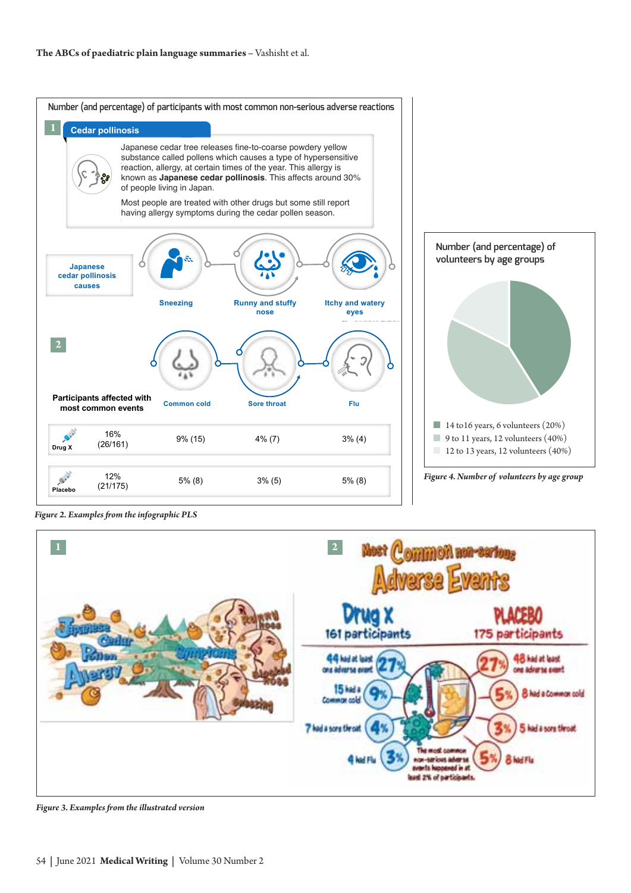Number (and percentage) of participants with most common non-serious adverse reactions

**1** **Cedar pollinosis**

Japanese cedar tree releases fine-to-coarse powdery yellow substance called pollens which causes a type of hypersensitive reaction, allergy, at certain times of the year. This allergy is known as **Japanese cedar pollinosis**. This affects around 30% of people living in Japan.

Most people are treated with other drugs but some still report having allergy symptoms during the cedar pollen season.

Japanese cedar pollinosis causes: Sneezing; Runny and stuffy nose; Itchy and watery eyes

**2**

| Participants affected with most common events | | Common cold | Sore throat | Flu |
|---|---|---|---|---|
| Drug X | 16% (26/161) | 9% (15) | 4% (7) | 3% (4) |
| Placebo | 12% (21/175) | 5% (8) | 3% (5) | 5% (8) |

*Figure 2. Examples from the infographic PLS*

Number (and percentage) of volunteers by age groups

- 14 to16 years, 6 volunteers (20%)
- 9 to 11 years, 12 volunteers (40%)
- 12 to 13 years, 12 volunteers (40%)

*Figure 4. Number of volunteers by age group*

**1**

Japanese Cedar Pollen Allergy — Symptoms: Runny nose, Blocked nose, Sneezing

**2**

Most Common non-serious Adverse Events

| Drug X 161 participants | | PLACEBO 175 participants | |
|---|---|---|---|
| 44 had at least one adverse event | 27% | 27% | 48 had at least one adverse event |
| 15 had a Common cold | 9% | 5% | 8 had a Common cold |
| 7 had a sore throat | 4% | 3% | 5 had a sore throat |
| 4 had Flu | 3% | 5% | 8 had Flu |

The most common non-serious adverse events happened in at least 2% of participants.

*Figure 3. Examples from the illustrated version*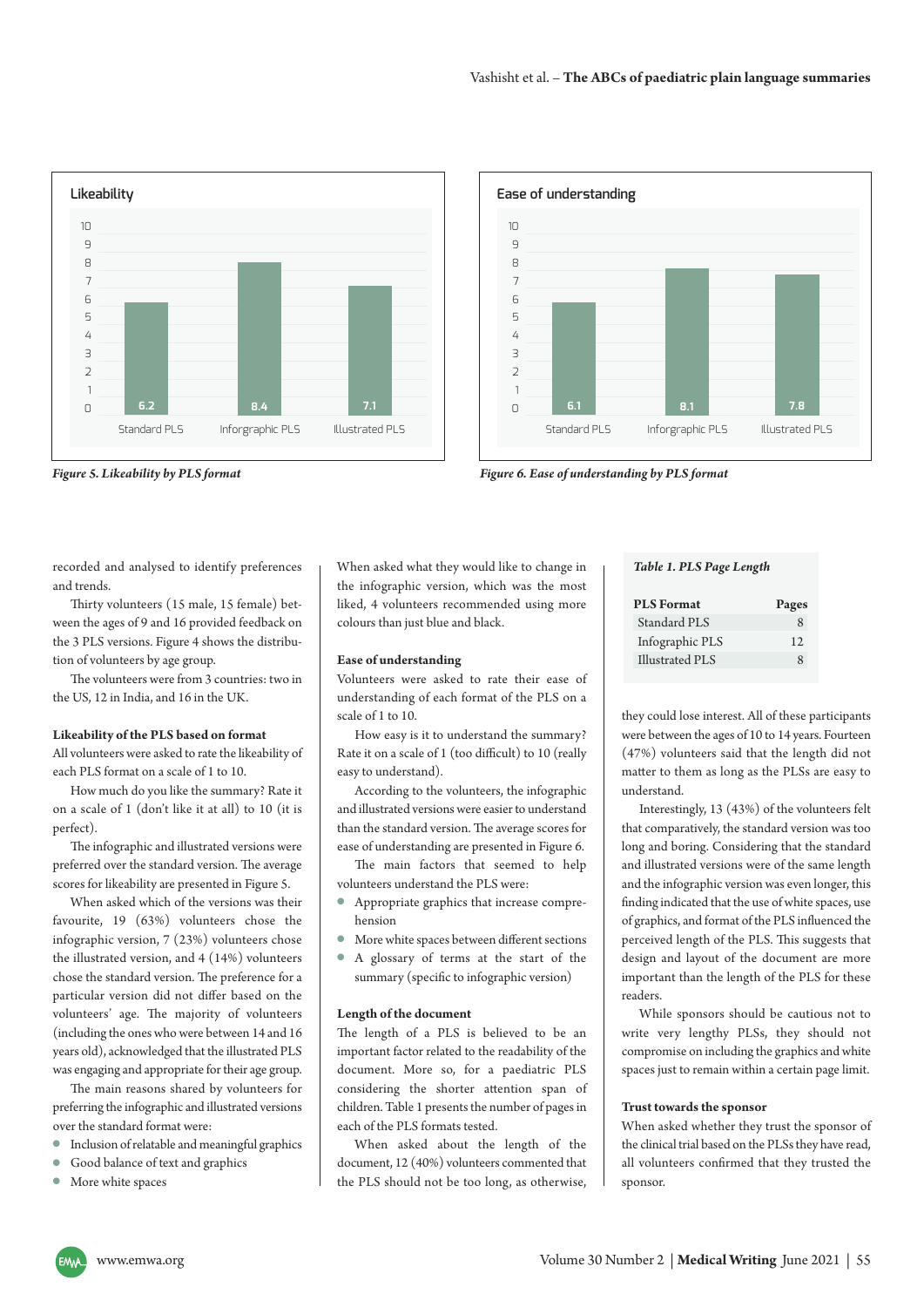Likeability

| | Standard PLS | Infographic PLS | Illustrated PLS |
|---|---|---|---|
| Score | 6.2 | 8.4 | 7.1 |

*Figure 5. Likeability by PLS format*

Ease of understanding

| | Standard PLS | Infographic PLS | Illustrated PLS |
|---|---|---|---|
| Score | 6.1 | 8.1 | 7.8 |

*Figure 6. Ease of understanding by PLS format*

recorded and analysed to identify preferences and trends.

Thirty volunteers (15 male, 15 female) between the ages of 9 and 16 provided feedback on the 3 PLS versions. Figure 4 shows the distribution of volunteers by age group.

The volunteers were from 3 countries: two in the US, 12 in India, and 16 in the UK.

**Likeability of the PLS based on format**

All volunteers were asked to rate the likeability of each PLS format on a scale of 1 to 10.

How much do you like the summary? Rate it on a scale of 1 (don't like it at all) to 10 (it is perfect).

The infographic and illustrated versions were preferred over the standard version. The average scores for likeability are presented in Figure 5.

When asked which of the versions was their favourite, 19 (63%) volunteers chose the infographic version, 7 (23%) volunteers chose the illustrated version, and 4 (14%) volunteers chose the standard version. The preference for a particular version did not differ based on the volunteers' age. The majority of volunteers (including the ones who were between 14 and 16 years old), acknowledged that the illustrated PLS was engaging and appropriate for their age group.

The main reasons shared by volunteers for preferring the infographic and illustrated versions over the standard format were:

- Inclusion of relatable and meaningful graphics
- Good balance of text and graphics
- More white spaces

When asked what they would like to change in the infographic version, which was the most liked, 4 volunteers recommended using more colours than just blue and black.

**Ease of understanding**

Volunteers were asked to rate their ease of understanding of each format of the PLS on a scale of 1 to 10.

How easy is it to understand the summary? Rate it on a scale of 1 (too difficult) to 10 (really easy to understand).

According to the volunteers, the infographic and illustrated versions were easier to understand than the standard version. The average scores for ease of understanding are presented in Figure 6.

The main factors that seemed to help volunteers understand the PLS were:

- Appropriate graphics that increase comprehension
- More white spaces between different sections
- A glossary of terms at the start of the summary (specific to infographic version)

**Length of the document**

The length of a PLS is believed to be an important factor related to the readability of the document. More so, for a paediatric PLS considering the shorter attention span of children. Table 1 presents the number of pages in each of the PLS formats tested.

*Table 1. PLS Page Length*

| PLS Format | Pages |
|---|---|
| Standard PLS | 8 |
| Infographic PLS | 12 |
| Illustrated PLS | 8 |

When asked about the length of the document, 12 (40%) volunteers commented that the PLS should not be too long, as otherwise, they could lose interest. All of these participants were between the ages of 10 to 14 years. Fourteen (47%) volunteers said that the length did not matter to them as long as the PLSs are easy to understand.

Interestingly, 13 (43%) of the volunteers felt that comparatively, the standard version was too long and boring. Considering that the standard and illustrated versions were of the same length and the infographic version was even longer, this finding indicated that the use of white spaces, use of graphics, and format of the PLS influenced the perceived length of the PLS. This suggests that design and layout of the document are more important than the length of the PLS for these readers.

While sponsors should be cautious not to write very lengthy PLSs, they should not compromise on including the graphics and white spaces just to remain within a certain page limit.

**Trust towards the sponsor**

When asked whether they trust the sponsor of the clinical trial based on the PLSs they have read, all volunteers confirmed that they trusted the sponsor.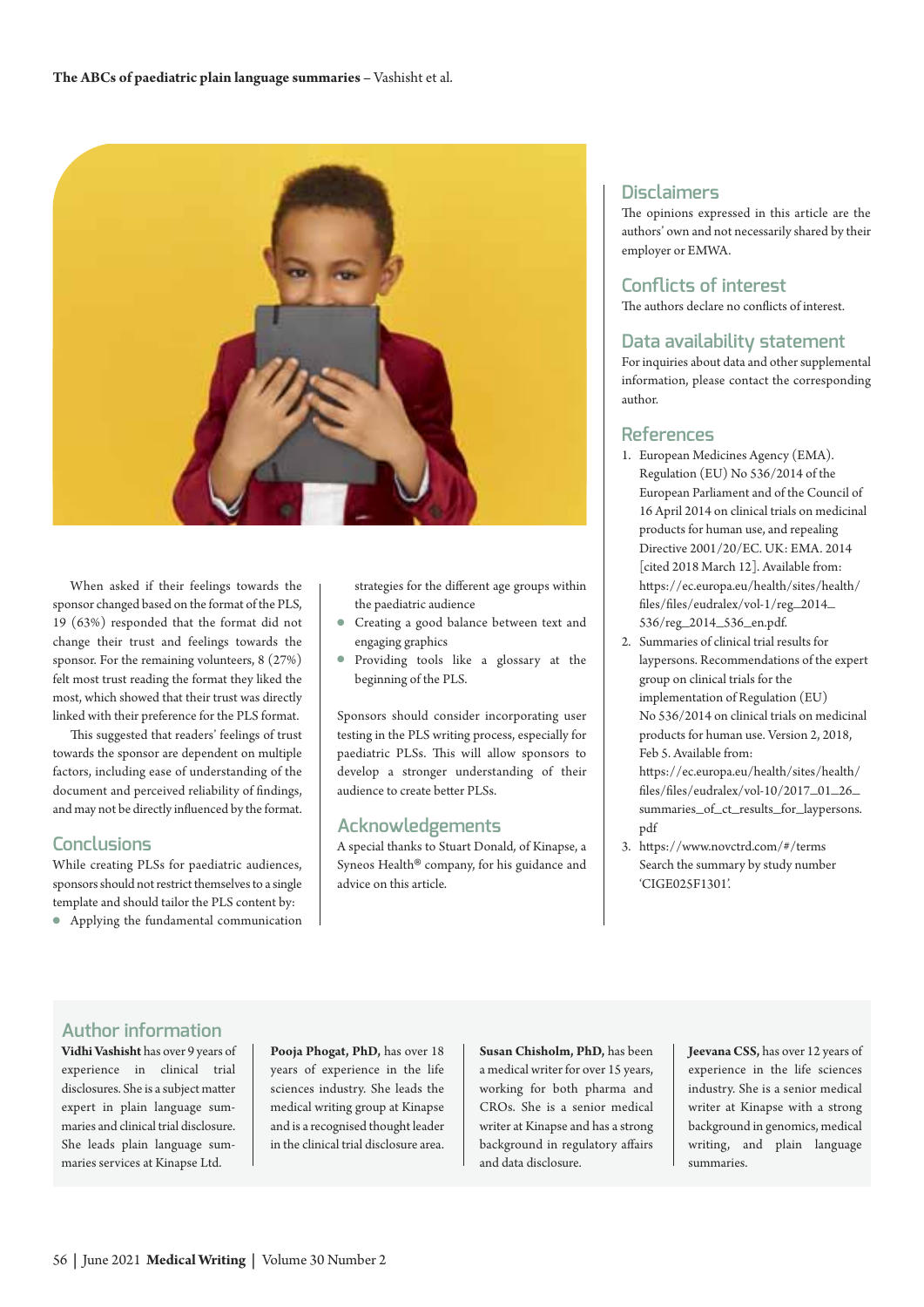When asked if their feelings towards the sponsor changed based on the format of the PLS, 19 (63%) responded that the format did not change their trust and feelings towards the sponsor. For the remaining volunteers, 8 (27%) felt most trust reading the format they liked the most, which showed that their trust was directly linked with their preference for the PLS format.

This suggested that readers' feelings of trust towards the sponsor are dependent on multiple factors, including ease of understanding of the document and perceived reliability of findings, and may not be directly influenced by the format.

## Conclusions

While creating PLSs for paediatric audiences, sponsors should not restrict themselves to a single template and should tailor the PLS content by:

- Applying the fundamental communication strategies for the different age groups within the paediatric audience
- Creating a good balance between text and engaging graphics
- Providing tools like a glossary at the beginning of the PLS.

Sponsors should consider incorporating user testing in the PLS writing process, especially for paediatric PLSs. This will allow sponsors to develop a stronger understanding of their audience to create better PLSs.

## Acknowledgements

A special thanks to Stuart Donald, of Kinapse, a Syneos Health® company, for his guidance and advice on this article.

## Disclaimers

The opinions expressed in this article are the authors' own and not necessarily shared by their employer or EMWA.

## Conflicts of interest

The authors declare no conflicts of interest.

## Data availability statement

For inquiries about data and other supplemental information, please contact the corresponding author.

## References

1. European Medicines Agency (EMA). Regulation (EU) No 536/2014 of the European Parliament and of the Council of 16 April 2014 on clinical trials on medicinal products for human use, and repealing Directive 2001/20/EC. UK: EMA. 2014 [cited 2018 March 12]. Available from: https://ec.europa.eu/health/sites/health/files/files/eudralex/vol-1/reg_2014_536/reg_2014_536_en.pdf.
2. Summaries of clinical trial results for laypersons. Recommendations of the expert group on clinical trials for the implementation of Regulation (EU) No 536/2014 on clinical trials on medicinal products for human use. Version 2, 2018, Feb 5. Available from: https://ec.europa.eu/health/sites/health/files/files/eudralex/vol-10/2017_01_26_summaries_of_ct_results_for_laypersons.pdf
3. https://www.novctrd.com/#/terms Search the summary by study number 'CIGE025F1301'.

## Author information

**Vidhi Vashisht** has over 9 years of experience in clinical trial disclosures. She is a subject matter expert in plain language summaries and clinical trial disclosure. She leads plain language summaries services at Kinapse Ltd.

**Pooja Phogat, PhD,** has over 18 years of experience in the life sciences industry. She leads the medical writing group at Kinapse and is a recognised thought leader in the clinical trial disclosure area.

**Susan Chisholm, PhD,** has been a medical writer for over 15 years, working for both pharma and CROs. She is a senior medical writer at Kinapse and has a strong background in regulatory affairs and data disclosure.

**Jeevana CSS,** has over 12 years of experience in the life sciences industry. She is a senior medical writer at Kinapse with a strong background in genomics, medical writing, and plain language summaries.